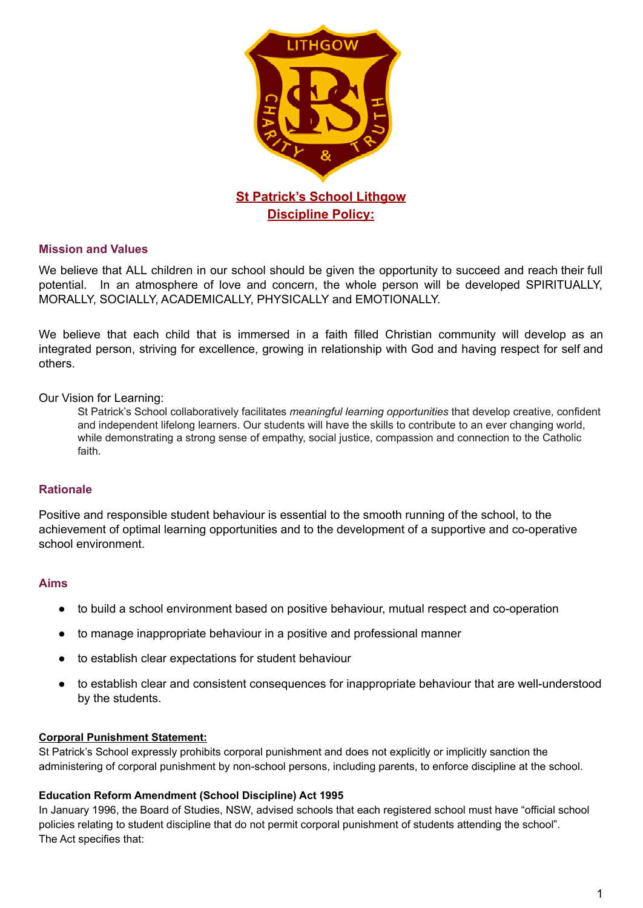# St Patrick's School Lithgow
# Discipline Policy:

## Mission and Values

We believe that ALL children in our school should be given the opportunity to succeed and reach their full potential. In an atmosphere of love and concern, the whole person will be developed SPIRITUALLY, MORALLY, SOCIALLY, ACADEMICALLY, PHYSICALLY and EMOTIONALLY.

We believe that each child that is immersed in a faith filled Christian community will develop as an integrated person, striving for excellence, growing in relationship with God and having respect for self and others.

Our Vision for Learning:

> St Patrick's School collaboratively facilitates *meaningful learning opportunities* that develop creative, confident and independent lifelong learners. Our students will have the skills to contribute to an ever changing world, while demonstrating a strong sense of empathy, social justice, compassion and connection to the Catholic faith.

## Rationale

Positive and responsible student behaviour is essential to the smooth running of the school, to the achievement of optimal learning opportunities and to the development of a supportive and co-operative school environment.

## Aims

- to build a school environment based on positive behaviour, mutual respect and co-operation
- to manage inappropriate behaviour in a positive and professional manner
- to establish clear expectations for student behaviour
- to establish clear and consistent consequences for inappropriate behaviour that are well-understood by the students.

**Corporal Punishment Statement:**

St Patrick's School expressly prohibits corporal punishment and does not explicitly or implicitly sanction the administering of corporal punishment by non-school persons, including parents, to enforce discipline at the school.

**Education Reform Amendment (School Discipline) Act 1995**

In January 1996, the Board of Studies, NSW, advised schools that each registered school must have "official school policies relating to student discipline that do not permit corporal punishment of students attending the school".
The Act specifies that: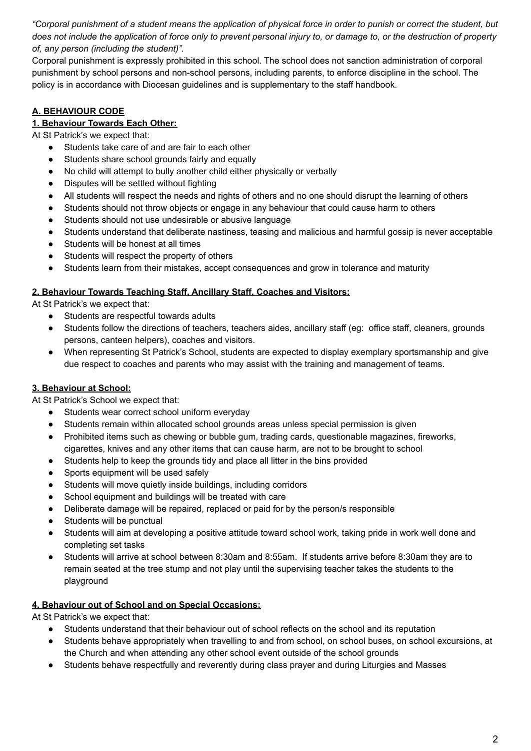*"Corporal punishment of a student means the application of physical force in order to punish or correct the student, but does not include the application of force only to prevent personal injury to, or damage to, or the destruction of property of, any person (including the student)".*

Corporal punishment is expressly prohibited in this school. The school does not sanction administration of corporal punishment by school persons and non-school persons, including parents, to enforce discipline in the school. The policy is in accordance with Diocesan guidelines and is supplementary to the staff handbook.

## A. BEHAVIOUR CODE

### 1. Behaviour Towards Each Other:

At St Patrick's we expect that:

- Students take care of and are fair to each other
- Students share school grounds fairly and equally
- No child will attempt to bully another child either physically or verbally
- Disputes will be settled without fighting
- All students will respect the needs and rights of others and no one should disrupt the learning of others
- Students should not throw objects or engage in any behaviour that could cause harm to others
- Students should not use undesirable or abusive language
- Students understand that deliberate nastiness, teasing and malicious and harmful gossip is never acceptable
- Students will be honest at all times
- Students will respect the property of others
- Students learn from their mistakes, accept consequences and grow in tolerance and maturity

### 2. Behaviour Towards Teaching Staff, Ancillary Staff, Coaches and Visitors:

At St Patrick's we expect that:

- Students are respectful towards adults
- Students follow the directions of teachers, teachers aides, ancillary staff (eg: office staff, cleaners, grounds persons, canteen helpers), coaches and visitors.
- When representing St Patrick's School, students are expected to display exemplary sportsmanship and give due respect to coaches and parents who may assist with the training and management of teams.

### 3. Behaviour at School:

At St Patrick's School we expect that:

- Students wear correct school uniform everyday
- Students remain within allocated school grounds areas unless special permission is given
- Prohibited items such as chewing or bubble gum, trading cards, questionable magazines, fireworks, cigarettes, knives and any other items that can cause harm, are not to be brought to school
- Students help to keep the grounds tidy and place all litter in the bins provided
- Sports equipment will be used safely
- Students will move quietly inside buildings, including corridors
- School equipment and buildings will be treated with care
- Deliberate damage will be repaired, replaced or paid for by the person/s responsible
- Students will be punctual
- Students will aim at developing a positive attitude toward school work, taking pride in work well done and completing set tasks
- Students will arrive at school between 8:30am and 8:55am. If students arrive before 8:30am they are to remain seated at the tree stump and not play until the supervising teacher takes the students to the playground

### 4. Behaviour out of School and on Special Occasions:

At St Patrick's we expect that:

- Students understand that their behaviour out of school reflects on the school and its reputation
- Students behave appropriately when travelling to and from school, on school buses, on school excursions, at the Church and when attending any other school event outside of the school grounds
- Students behave respectfully and reverently during class prayer and during Liturgies and Masses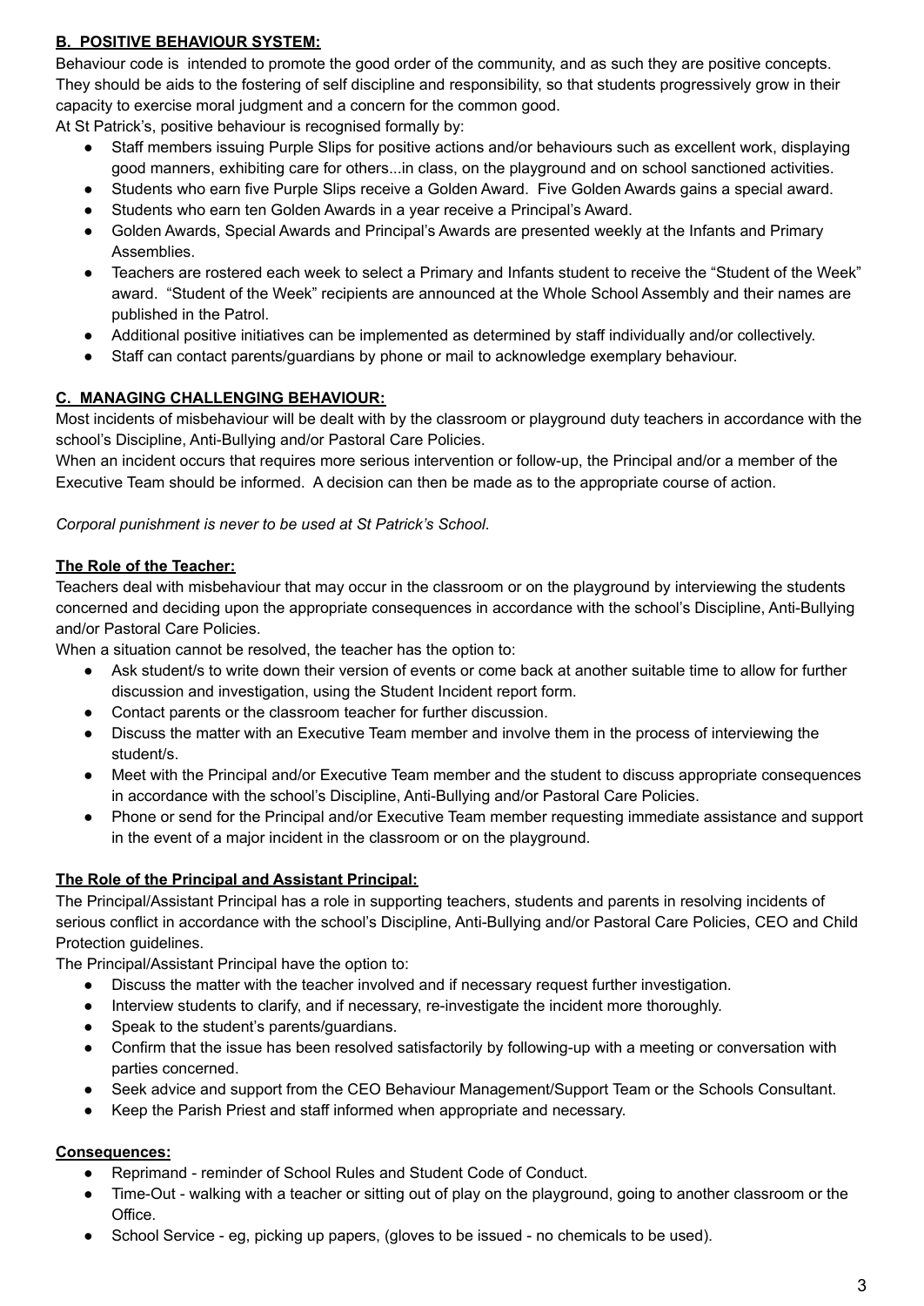**B. POSITIVE BEHAVIOUR SYSTEM:**

Behaviour code is intended to promote the good order of the community, and as such they are positive concepts. They should be aids to the fostering of self discipline and responsibility, so that students progressively grow in their capacity to exercise moral judgment and a concern for the common good.

At St Patrick's, positive behaviour is recognised formally by:

- Staff members issuing Purple Slips for positive actions and/or behaviours such as excellent work, displaying good manners, exhibiting care for others...in class, on the playground and on school sanctioned activities.
- Students who earn five Purple Slips receive a Golden Award. Five Golden Awards gains a special award.
- Students who earn ten Golden Awards in a year receive a Principal's Award.
- Golden Awards, Special Awards and Principal's Awards are presented weekly at the Infants and Primary Assemblies.
- Teachers are rostered each week to select a Primary and Infants student to receive the "Student of the Week" award. "Student of the Week" recipients are announced at the Whole School Assembly and their names are published in the Patrol.
- Additional positive initiatives can be implemented as determined by staff individually and/or collectively.
- Staff can contact parents/guardians by phone or mail to acknowledge exemplary behaviour.

**C. MANAGING CHALLENGING BEHAVIOUR:**

Most incidents of misbehaviour will be dealt with by the classroom or playground duty teachers in accordance with the school's Discipline, Anti-Bullying and/or Pastoral Care Policies.

When an incident occurs that requires more serious intervention or follow-up, the Principal and/or a member of the Executive Team should be informed. A decision can then be made as to the appropriate course of action.

*Corporal punishment is never to be used at St Patrick's School.*

**The Role of the Teacher:**

Teachers deal with misbehaviour that may occur in the classroom or on the playground by interviewing the students concerned and deciding upon the appropriate consequences in accordance with the school's Discipline, Anti-Bullying and/or Pastoral Care Policies.

When a situation cannot be resolved, the teacher has the option to:

- Ask student/s to write down their version of events or come back at another suitable time to allow for further discussion and investigation, using the Student Incident report form.
- Contact parents or the classroom teacher for further discussion.
- Discuss the matter with an Executive Team member and involve them in the process of interviewing the student/s.
- Meet with the Principal and/or Executive Team member and the student to discuss appropriate consequences in accordance with the school's Discipline, Anti-Bullying and/or Pastoral Care Policies.
- Phone or send for the Principal and/or Executive Team member requesting immediate assistance and support in the event of a major incident in the classroom or on the playground.

**The Role of the Principal and Assistant Principal:**

The Principal/Assistant Principal has a role in supporting teachers, students and parents in resolving incidents of serious conflict in accordance with the school's Discipline, Anti-Bullying and/or Pastoral Care Policies, CEO and Child Protection guidelines.

The Principal/Assistant Principal have the option to:

- Discuss the matter with the teacher involved and if necessary request further investigation.
- Interview students to clarify, and if necessary, re-investigate the incident more thoroughly.
- Speak to the student's parents/guardians.
- Confirm that the issue has been resolved satisfactorily by following-up with a meeting or conversation with parties concerned.
- Seek advice and support from the CEO Behaviour Management/Support Team or the Schools Consultant.
- Keep the Parish Priest and staff informed when appropriate and necessary.

**Consequences:**

- Reprimand - reminder of School Rules and Student Code of Conduct.
- Time-Out - walking with a teacher or sitting out of play on the playground, going to another classroom or the Office.
- School Service - eg, picking up papers, (gloves to be issued - no chemicals to be used).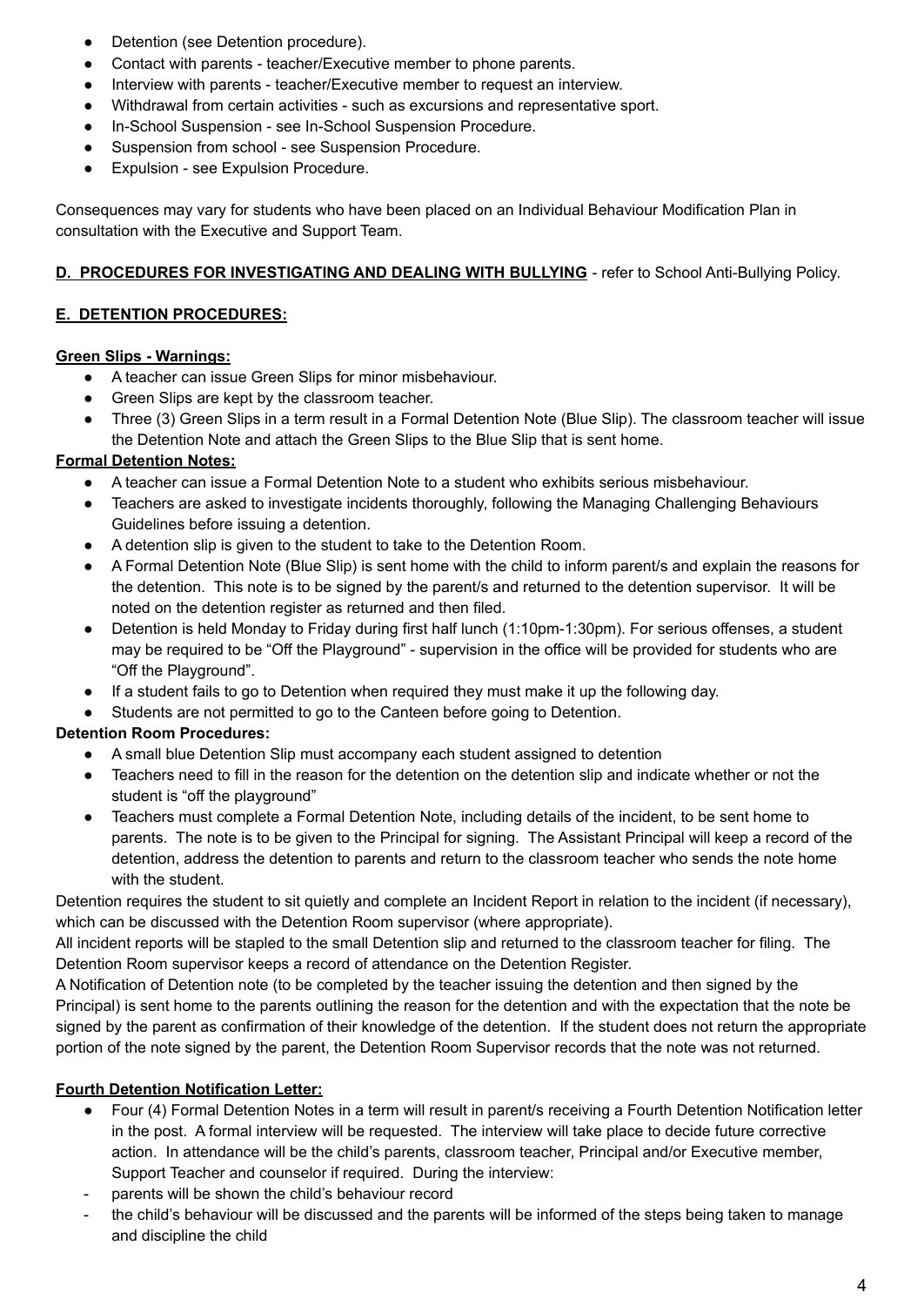- Detention (see Detention procedure).
- Contact with parents - teacher/Executive member to phone parents.
- Interview with parents - teacher/Executive member to request an interview.
- Withdrawal from certain activities - such as excursions and representative sport.
- In-School Suspension - see In-School Suspension Procedure.
- Suspension from school - see Suspension Procedure.
- Expulsion - see Expulsion Procedure.

Consequences may vary for students who have been placed on an Individual Behaviour Modification Plan in consultation with the Executive and Support Team.

**D. PROCEDURES FOR INVESTIGATING AND DEALING WITH BULLYING** - refer to School Anti-Bullying Policy.

**E. DETENTION PROCEDURES:**

**Green Slips - Warnings:**

- A teacher can issue Green Slips for minor misbehaviour.
- Green Slips are kept by the classroom teacher.
- Three (3) Green Slips in a term result in a Formal Detention Note (Blue Slip). The classroom teacher will issue the Detention Note and attach the Green Slips to the Blue Slip that is sent home.

**Formal Detention Notes:**

- A teacher can issue a Formal Detention Note to a student who exhibits serious misbehaviour.
- Teachers are asked to investigate incidents thoroughly, following the Managing Challenging Behaviours Guidelines before issuing a detention.
- A detention slip is given to the student to take to the Detention Room.
- A Formal Detention Note (Blue Slip) is sent home with the child to inform parent/s and explain the reasons for the detention. This note is to be signed by the parent/s and returned to the detention supervisor. It will be noted on the detention register as returned and then filed.
- Detention is held Monday to Friday during first half lunch (1:10pm-1:30pm). For serious offenses, a student may be required to be "Off the Playground" - supervision in the office will be provided for students who are "Off the Playground".
- If a student fails to go to Detention when required they must make it up the following day.
- Students are not permitted to go to the Canteen before going to Detention.

**Detention Room Procedures:**

- A small blue Detention Slip must accompany each student assigned to detention
- Teachers need to fill in the reason for the detention on the detention slip and indicate whether or not the student is "off the playground"
- Teachers must complete a Formal Detention Note, including details of the incident, to be sent home to parents. The note is to be given to the Principal for signing. The Assistant Principal will keep a record of the detention, address the detention to parents and return to the classroom teacher who sends the note home with the student.

Detention requires the student to sit quietly and complete an Incident Report in relation to the incident (if necessary), which can be discussed with the Detention Room supervisor (where appropriate).

All incident reports will be stapled to the small Detention slip and returned to the classroom teacher for filing. The Detention Room supervisor keeps a record of attendance on the Detention Register.

A Notification of Detention note (to be completed by the teacher issuing the detention and then signed by the Principal) is sent home to the parents outlining the reason for the detention and with the expectation that the note be signed by the parent as confirmation of their knowledge of the detention. If the student does not return the appropriate portion of the note signed by the parent, the Detention Room Supervisor records that the note was not returned.

**Fourth Detention Notification Letter:**

- Four (4) Formal Detention Notes in a term will result in parent/s receiving a Fourth Detention Notification letter in the post. A formal interview will be requested. The interview will take place to decide future corrective action. In attendance will be the child's parents, classroom teacher, Principal and/or Executive member, Support Teacher and counselor if required. During the interview:

- parents will be shown the child's behaviour record
- the child's behaviour will be discussed and the parents will be informed of the steps being taken to manage and discipline the child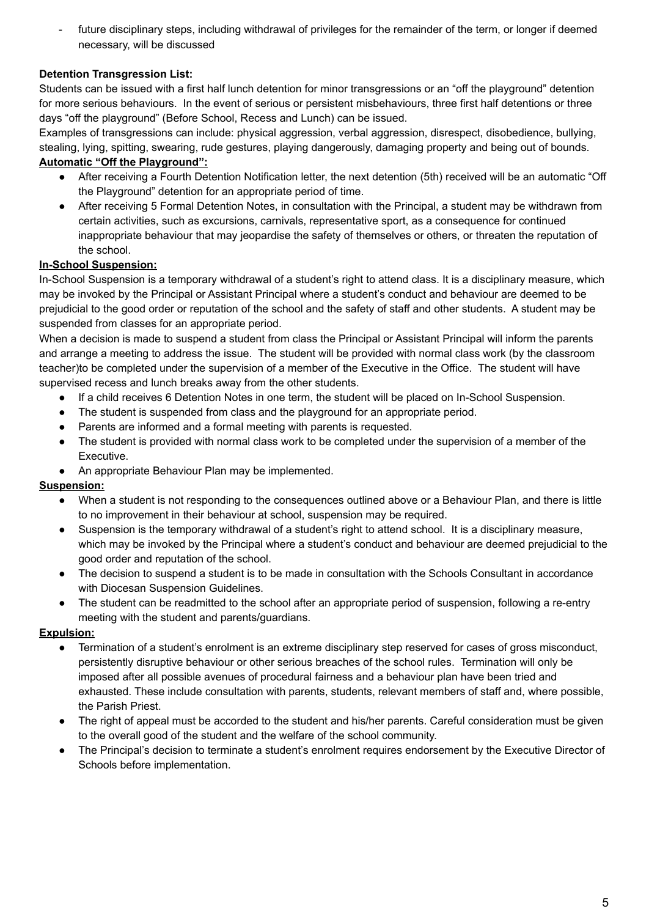- future disciplinary steps, including withdrawal of privileges for the remainder of the term, or longer if deemed necessary, will be discussed

**Detention Transgression List:**

Students can be issued with a first half lunch detention for minor transgressions or an "off the playground" detention for more serious behaviours. In the event of serious or persistent misbehaviours, three first half detentions or three days "off the playground" (Before School, Recess and Lunch) can be issued.

Examples of transgressions can include: physical aggression, verbal aggression, disrespect, disobedience, bullying, stealing, lying, spitting, swearing, rude gestures, playing dangerously, damaging property and being out of bounds.

**Automatic "Off the Playground":**

- After receiving a Fourth Detention Notification letter, the next detention (5th) received will be an automatic "Off the Playground" detention for an appropriate period of time.
- After receiving 5 Formal Detention Notes, in consultation with the Principal, a student may be withdrawn from certain activities, such as excursions, carnivals, representative sport, as a consequence for continued inappropriate behaviour that may jeopardise the safety of themselves or others, or threaten the reputation of the school.

**In-School Suspension:**

In-School Suspension is a temporary withdrawal of a student's right to attend class. It is a disciplinary measure, which may be invoked by the Principal or Assistant Principal where a student's conduct and behaviour are deemed to be prejudicial to the good order or reputation of the school and the safety of staff and other students. A student may be suspended from classes for an appropriate period.

When a decision is made to suspend a student from class the Principal or Assistant Principal will inform the parents and arrange a meeting to address the issue. The student will be provided with normal class work (by the classroom teacher)to be completed under the supervision of a member of the Executive in the Office. The student will have supervised recess and lunch breaks away from the other students.

- If a child receives 6 Detention Notes in one term, the student will be placed on In-School Suspension.
- The student is suspended from class and the playground for an appropriate period.
- Parents are informed and a formal meeting with parents is requested.
- The student is provided with normal class work to be completed under the supervision of a member of the Executive.
- An appropriate Behaviour Plan may be implemented.

**Suspension:**

- When a student is not responding to the consequences outlined above or a Behaviour Plan, and there is little to no improvement in their behaviour at school, suspension may be required.
- Suspension is the temporary withdrawal of a student's right to attend school. It is a disciplinary measure, which may be invoked by the Principal where a student's conduct and behaviour are deemed prejudicial to the good order and reputation of the school.
- The decision to suspend a student is to be made in consultation with the Schools Consultant in accordance with Diocesan Suspension Guidelines.
- The student can be readmitted to the school after an appropriate period of suspension, following a re-entry meeting with the student and parents/guardians.

**Expulsion:**

- Termination of a student's enrolment is an extreme disciplinary step reserved for cases of gross misconduct, persistently disruptive behaviour or other serious breaches of the school rules. Termination will only be imposed after all possible avenues of procedural fairness and a behaviour plan have been tried and exhausted. These include consultation with parents, students, relevant members of staff and, where possible, the Parish Priest.
- The right of appeal must be accorded to the student and his/her parents. Careful consideration must be given to the overall good of the student and the welfare of the school community.
- The Principal's decision to terminate a student's enrolment requires endorsement by the Executive Director of Schools before implementation.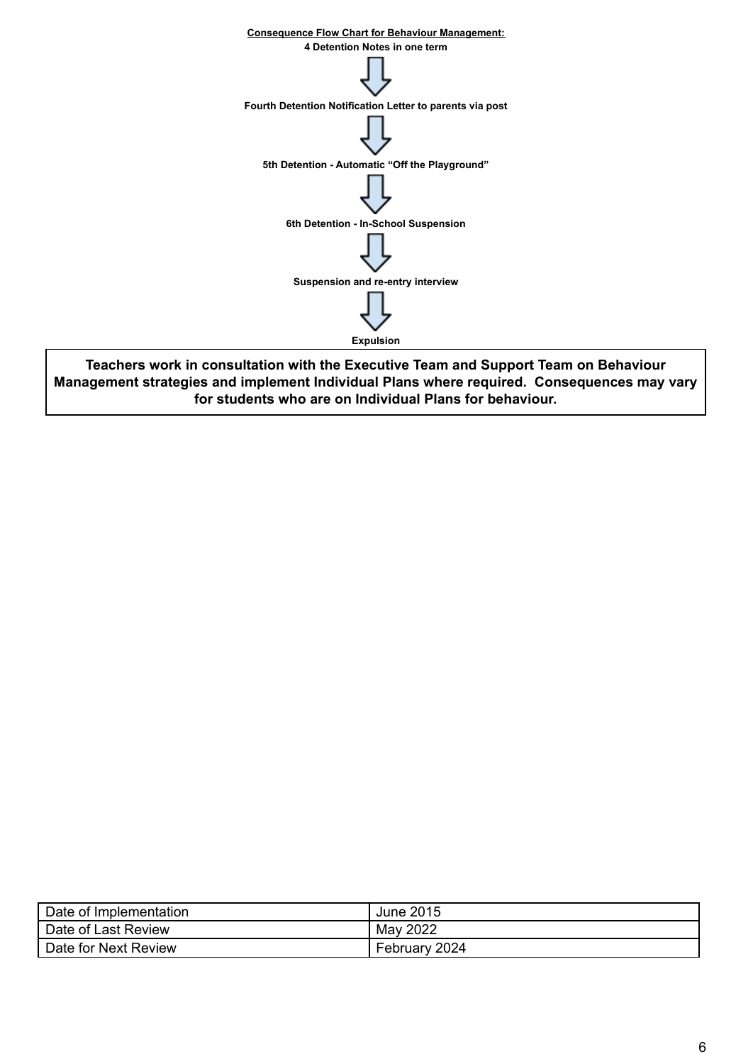**Consequence Flow Chart for Behaviour Management:**

**4 Detention Notes in one term**

**Fourth Detention Notification Letter to parents via post**

**5th Detention - Automatic "Off the Playground"**

**6th Detention - In-School Suspension**

**Suspension and re-entry interview**

**Expulsion**

**Teachers work in consultation with the Executive Team and Support Team on Behaviour Management strategies and implement Individual Plans where required. Consequences may vary for students who are on Individual Plans for behaviour.**

| | |
|---|---|
| Date of Implementation | June 2015 |
| Date of Last Review | May 2022 |
| Date for Next Review | February 2024 |